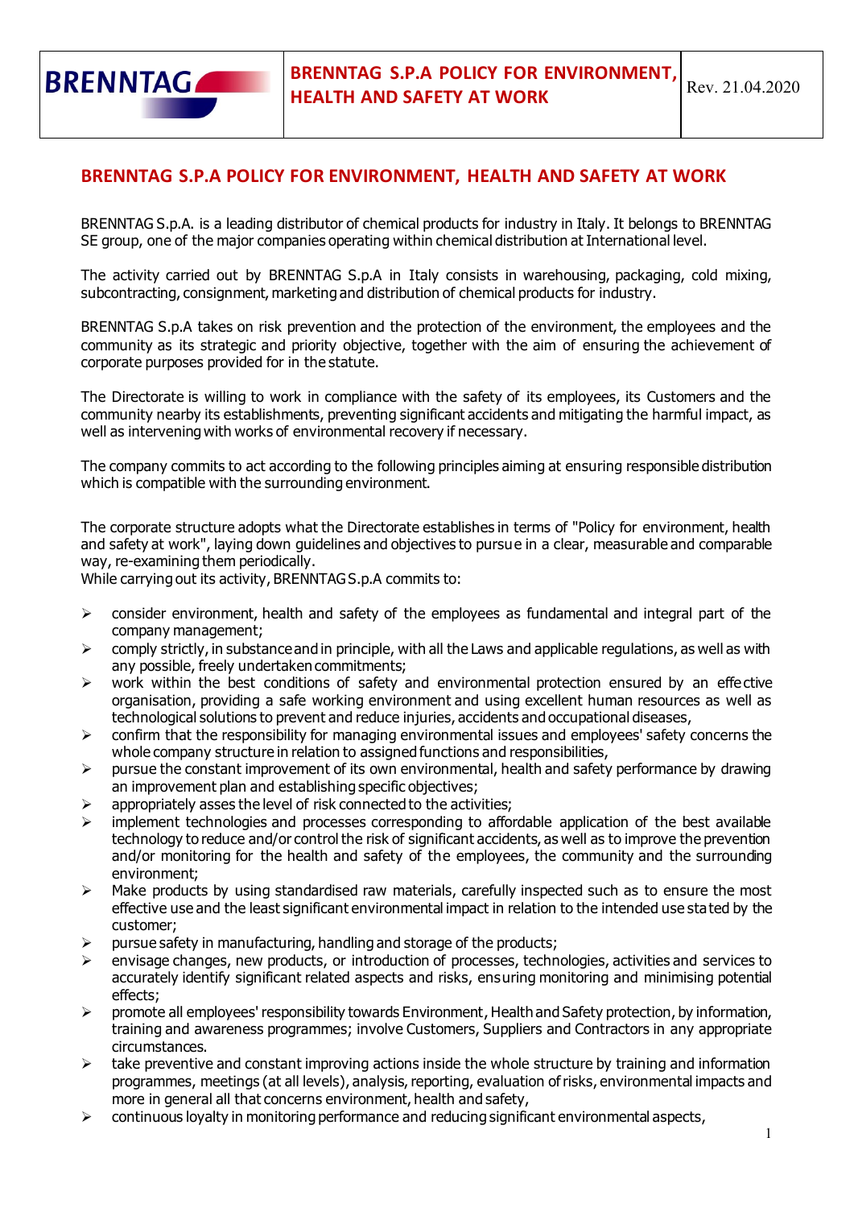# BRENNTAG S.P.A POLICY FOR ENVIRONMENT, HEALTH AND SAFETY AT WORK

BRENNTAG S.p.A. is a leading distributor of chemical products for industry in Italy. It belongs to BRENNTAG SE group, one of the major companies operating within chemical distribution at International level.

The activity carried out by BRENNTAG S.p.A in Italy consists in warehousing, packaging, cold mixing, subcontracting, consignment, marketing and distribution of chemical products for industry.

BRENNTAG S.p.A takes on risk prevention and the protection of the environment, the employees and the community as its strategic and priority objective, together with the aim of ensuring the achievement of corporate purposes provided for in the statute.

The Directorate is willing to work in compliance with the safety of its employees, its Customers and the community nearby its establishments, preventing significant accidents and mitigating the harmful impact, as well as intervening with works of environmental recovery if necessary.

The company commits to act according to the following principles aiming at ensuring responsible distribution which is compatible with the surrounding environment.

The corporate structure adopts what the Directorate establishes in terms of "Policy for environment, health and safety at work", laying down guidelines and objectives to pursue in a clear, measurable and comparable way, re-examining them periodically.
While carrying out its activity, BRENNTAG S.p.A commits to:

- consider environment, health and safety of the employees as fundamental and integral part of the company management;
- comply strictly, in substance and in principle, with all the Laws and applicable regulations, as well as with any possible, freely undertaken commitments;
- work within the best conditions of safety and environmental protection ensured by an effective organisation, providing a safe working environment and using excellent human resources as well as technological solutions to prevent and reduce injuries, accidents and occupational diseases,
- confirm that the responsibility for managing environmental issues and employees' safety concerns the whole company structure in relation to assigned functions and responsibilities,
- pursue the constant improvement of its own environmental, health and safety performance by drawing an improvement plan and establishing specific objectives;
- appropriately asses the level of risk connected to the activities;
- implement technologies and processes corresponding to affordable application of the best available technology to reduce and/or control the risk of significant accidents, as well as to improve the prevention and/or monitoring for the health and safety of the employees, the community and the surrounding environment;
- Make products by using standardised raw materials, carefully inspected such as to ensure the most effective use and the least significant environmental impact in relation to the intended use stated by the customer;
- pursue safety in manufacturing, handling and storage of the products;
- envisage changes, new products, or introduction of processes, technologies, activities and services to accurately identify significant related aspects and risks, ensuring monitoring and minimising potential effects;
- promote all employees' responsibility towards Environment, Health and Safety protection, by information, training and awareness programmes; involve Customers, Suppliers and Contractors in any appropriate circumstances.
- take preventive and constant improving actions inside the whole structure by training and information programmes, meetings (at all levels), analysis, reporting, evaluation of risks, environmental impacts and more in general all that concerns environment, health and safety,
- continuous loyalty in monitoring performance and reducing significant environmental aspects,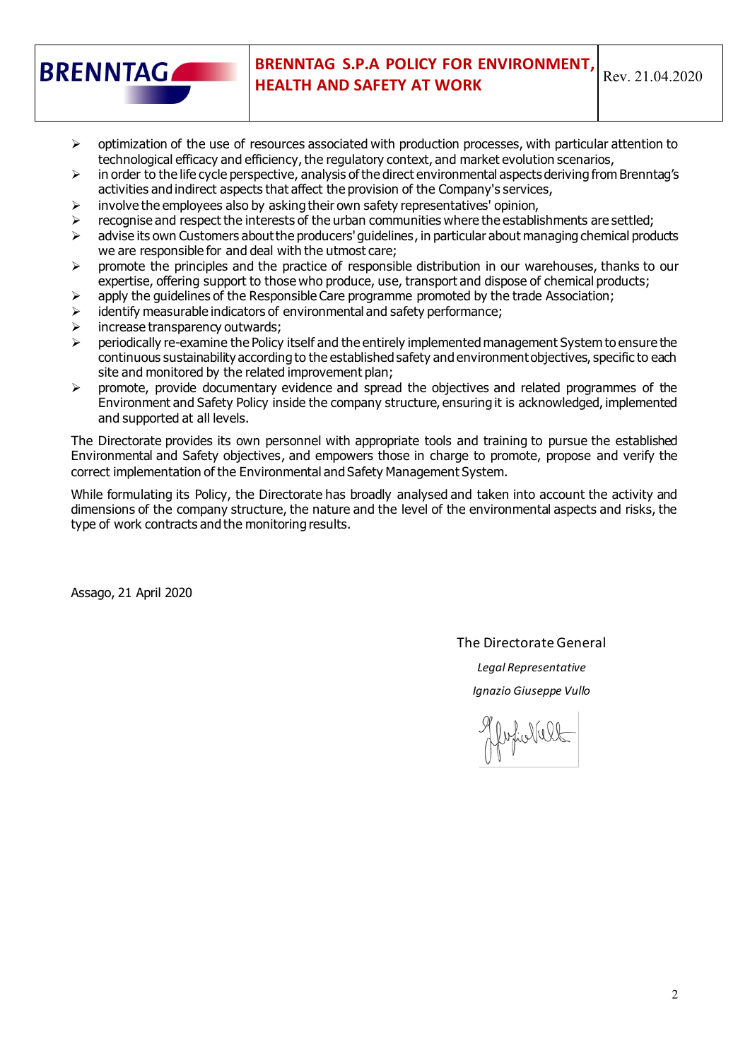- optimization of the use of resources associated with production processes, with particular attention to technological efficacy and efficiency, the regulatory context, and market evolution scenarios,
- in order to the life cycle perspective, analysis of the direct environmental aspects deriving from Brenntag's activities and indirect aspects that affect the provision of the Company's services,
- involve the employees also by asking their own safety representatives' opinion,
- recognise and respect the interests of the urban communities where the establishments are settled;
- advise its own Customers about the producers' guidelines, in particular about managing chemical products we are responsible for and deal with the utmost care;
- promote the principles and the practice of responsible distribution in our warehouses, thanks to our expertise, offering support to those who produce, use, transport and dispose of chemical products;
- apply the guidelines of the Responsible Care programme promoted by the trade Association;
- identify measurable indicators of environmental and safety performance;
- increase transparency outwards;
- periodically re-examine the Policy itself and the entirely implemented management System to ensure the continuous sustainability according to the established safety and environment objectives, specific to each site and monitored by the related improvement plan;
- promote, provide documentary evidence and spread the objectives and related programmes of the Environment and Safety Policy inside the company structure, ensuring it is acknowledged, implemented and supported at all levels.

The Directorate provides its own personnel with appropriate tools and training to pursue the established Environmental and Safety objectives, and empowers those in charge to promote, propose and verify the correct implementation of the Environmental and Safety Management System.

While formulating its Policy, the Directorate has broadly analysed and taken into account the activity and dimensions of the company structure, the nature and the level of the environmental aspects and risks, the type of work contracts and the monitoring results.

Assago, 21 April 2020

The Directorate General

*Legal Representative*

*Ignazio Giuseppe Vullo*